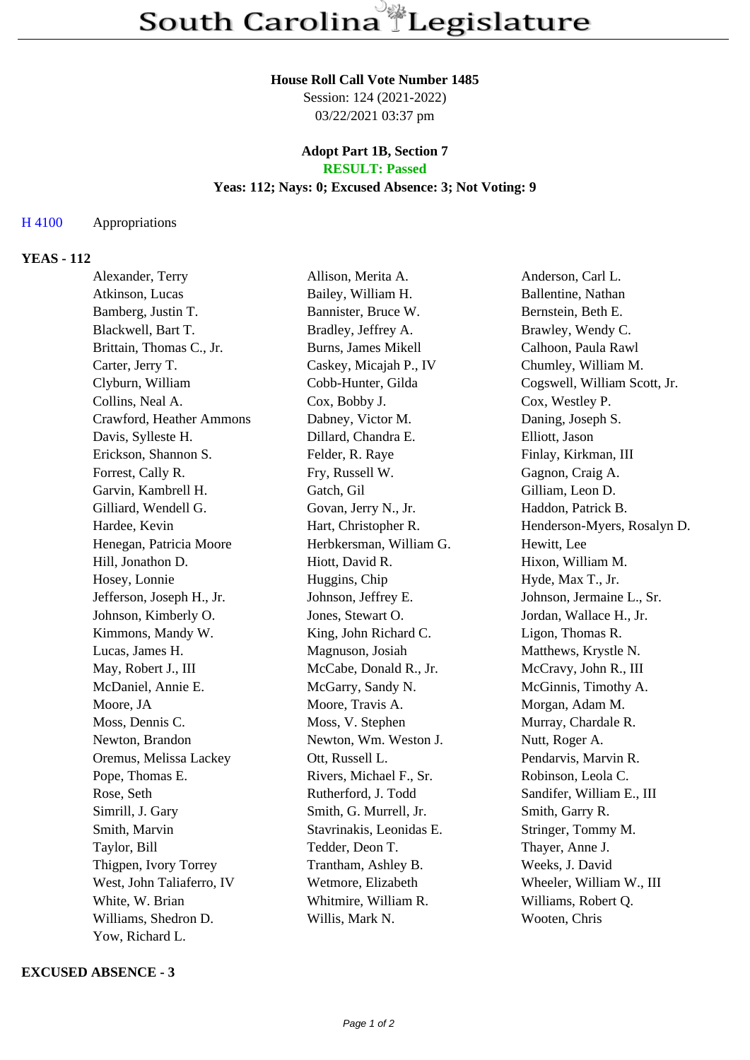# South Carolina Legislature

**House Roll Call Vote Number 1485**
Session: 124 (2021-2022)
03/22/2021 03:37 pm

**Adopt Part 1B, Section 7**
**RESULT: Passed**
**Yeas: 112; Nays: 0; Excused Absence: 3; Not Voting: 9**

H 4100 Appropriations

**YEAS - 112**

Alexander, Terry
Allison, Merita A.
Anderson, Carl L.
Atkinson, Lucas
Bailey, William H.
Ballentine, Nathan
Bamberg, Justin T.
Bannister, Bruce W.
Bernstein, Beth E.
Blackwell, Bart T.
Bradley, Jeffrey A.
Brawley, Wendy C.
Brittain, Thomas C., Jr.
Burns, James Mikell
Calhoon, Paula Rawl
Carter, Jerry T.
Caskey, Micajah P., IV
Chumley, William M.
Clyburn, William
Cobb-Hunter, Gilda
Cogswell, William Scott, Jr.
Collins, Neal A.
Cox, Bobby J.
Cox, Westley P.
Crawford, Heather Ammons
Dabney, Victor M.
Daning, Joseph S.
Davis, Sylleste H.
Dillard, Chandra E.
Elliott, Jason
Erickson, Shannon S.
Felder, R. Raye
Finlay, Kirkman, III
Forrest, Cally R.
Fry, Russell W.
Gagnon, Craig A.
Garvin, Kambrell H.
Gatch, Gil
Gilliam, Leon D.
Gilliard, Wendell G.
Govan, Jerry N., Jr.
Haddon, Patrick B.
Hardee, Kevin
Hart, Christopher R.
Henderson-Myers, Rosalyn D.
Henegan, Patricia Moore
Herbkersman, William G.
Hewitt, Lee
Hill, Jonathon D.
Hiott, David R.
Hixon, William M.
Hosey, Lonnie
Huggins, Chip
Hyde, Max T., Jr.
Jefferson, Joseph H., Jr.
Johnson, Jeffrey E.
Johnson, Jermaine L., Sr.
Johnson, Kimberly O.
Jones, Stewart O.
Jordan, Wallace H., Jr.
Kimmons, Mandy W.
King, John Richard C.
Ligon, Thomas R.
Lucas, James H.
Magnuson, Josiah
Matthews, Krystle N.
May, Robert J., III
McCabe, Donald R., Jr.
McCravy, John R., III
McDaniel, Annie E.
McGarry, Sandy N.
McGinnis, Timothy A.
Moore, JA
Moore, Travis A.
Morgan, Adam M.
Moss, Dennis C.
Moss, V. Stephen
Murray, Chardale R.
Newton, Brandon
Newton, Wm. Weston J.
Nutt, Roger A.
Oremus, Melissa Lackey
Ott, Russell L.
Pendarvis, Marvin R.
Pope, Thomas E.
Rivers, Michael F., Sr.
Robinson, Leola C.
Rose, Seth
Rutherford, J. Todd
Sandifer, William E., III
Simrill, J. Gary
Smith, G. Murrell, Jr.
Smith, Garry R.
Smith, Marvin
Stavrinakis, Leonidas E.
Stringer, Tommy M.
Taylor, Bill
Tedder, Deon T.
Thayer, Anne J.
Thigpen, Ivory Torrey
Trantham, Ashley B.
Weeks, J. David
West, John Taliaferro, IV
Wetmore, Elizabeth
Wheeler, William W., III
White, W. Brian
Whitmire, William R.
Williams, Robert Q.
Williams, Shedron D.
Willis, Mark N.
Wooten, Chris
Yow, Richard L.

**EXCUSED ABSENCE - 3**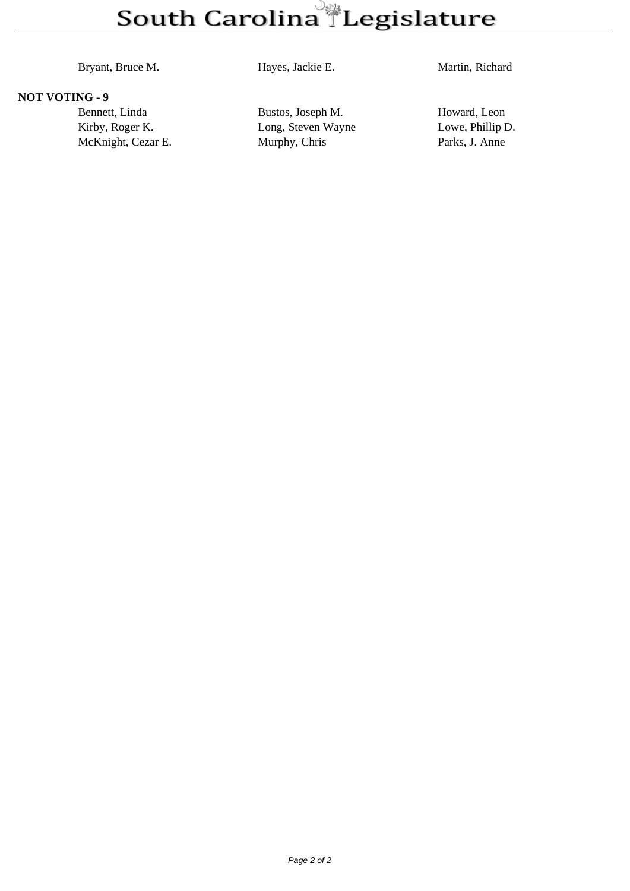| | | |
|---|---|---|
| Bryant, Bruce M. | Hayes, Jackie E. | Martin, Richard |

**NOT VOTING - 9**

| | | |
|---|---|---|
| Bennett, Linda | Bustos, Joseph M. | Howard, Leon |
| Kirby, Roger K. | Long, Steven Wayne | Lowe, Phillip D. |
| McKnight, Cezar E. | Murphy, Chris | Parks, J. Anne |